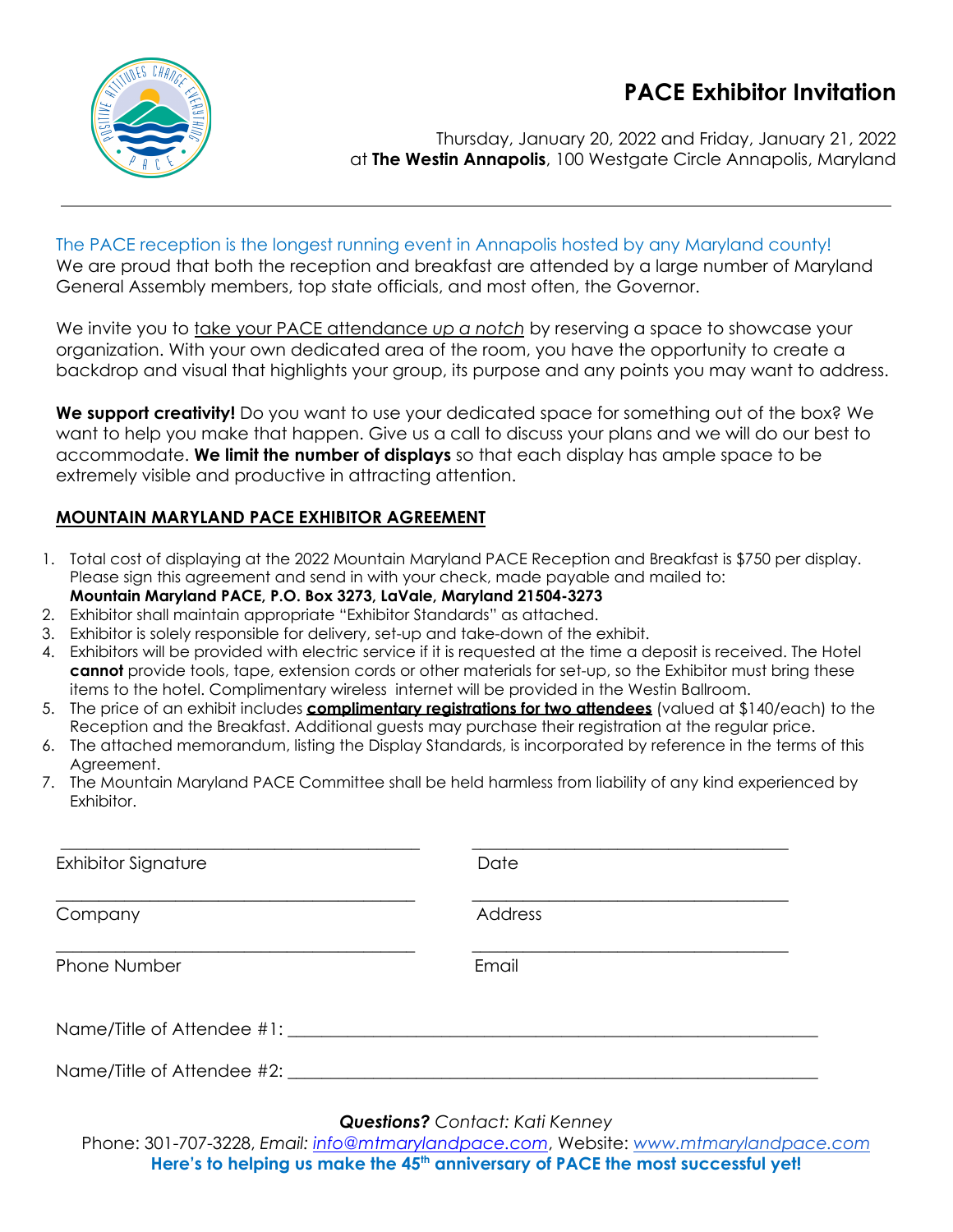# PACE Exhibitor Invitation

Thursday, January 20, 2022 and Friday, January 21, 2022
at **The Westin Annapolis**, 100 Westgate Circle Annapolis, Maryland

---

The PACE reception is the longest running event in Annapolis hosted by any Maryland county!
We are proud that both the reception and breakfast are attended by a large number of Maryland General Assembly members, top state officials, and most often, the Governor.

We invite you to take your PACE attendance *up a notch* by reserving a space to showcase your organization. With your own dedicated area of the room, you have the opportunity to create a backdrop and visual that highlights your group, its purpose and any points you may want to address.

**We support creativity!** Do you want to use your dedicated space for something out of the box? We want to help you make that happen. Give us a call to discuss your plans and we will do our best to accommodate. **We limit the number of displays** so that each display has ample space to be extremely visible and productive in attracting attention.

## MOUNTAIN MARYLAND PACE EXHIBITOR AGREEMENT

1. Total cost of displaying at the 2022 Mountain Maryland PACE Reception and Breakfast is $750 per display. Please sign this agreement and send in with your check, made payable and mailed to:
   **Mountain Maryland PACE, P.O. Box 3273, LaVale, Maryland 21504-3273**
2. Exhibitor shall maintain appropriate "Exhibitor Standards" as attached.
3. Exhibitor is solely responsible for delivery, set-up and take-down of the exhibit.
4. Exhibitors will be provided with electric service if it is requested at the time a deposit is received. The Hotel **cannot** provide tools, tape, extension cords or other materials for set-up, so the Exhibitor must bring these items to the hotel. Complimentary wireless internet will be provided in the Westin Ballroom.
5. The price of an exhibit includes **complimentary registrations for two attendees** (valued at $140/each) to the Reception and the Breakfast. Additional guests may purchase their registration at the regular price.
6. The attached memorandum, listing the Display Standards, is incorporated by reference in the terms of this Agreement.
7. The Mountain Maryland PACE Committee shall be held harmless from liability of any kind experienced by Exhibitor.

\_\_\_\_\_\_\_\_\_\_\_\_\_\_\_\_\_\_\_\_\_\_\_\_\_\_\_\_\_\_\_\_\_\_\_\_ \_\_\_\_\_\_\_\_\_\_\_\_\_\_\_\_\_\_\_\_\_\_\_\_\_\_\_\_\_\_\_\_
Exhibitor Signature Date

\_\_\_\_\_\_\_\_\_\_\_\_\_\_\_\_\_\_\_\_\_\_\_\_\_\_\_\_\_\_\_\_\_\_\_\_ \_\_\_\_\_\_\_\_\_\_\_\_\_\_\_\_\_\_\_\_\_\_\_\_\_\_\_\_\_\_\_\_
Company Address

\_\_\_\_\_\_\_\_\_\_\_\_\_\_\_\_\_\_\_\_\_\_\_\_\_\_\_\_\_\_\_\_\_\_\_\_ \_\_\_\_\_\_\_\_\_\_\_\_\_\_\_\_\_\_\_\_\_\_\_\_\_\_\_\_\_\_\_\_
Phone Number Email

Name/Title of Attendee #1: \_\_\_\_\_\_\_\_\_\_\_\_\_\_\_\_\_\_\_\_\_\_\_\_\_\_\_\_\_\_\_\_\_\_\_\_\_\_\_\_\_\_\_\_\_\_\_\_

Name/Title of Attendee #2: \_\_\_\_\_\_\_\_\_\_\_\_\_\_\_\_\_\_\_\_\_\_\_\_\_\_\_\_\_\_\_\_\_\_\_\_\_\_\_\_\_\_\_\_\_\_\_\_

***Questions?*** *Contact: Kati Kenney*
Phone: 301-707-3228, *Email:* info@mtmarylandpace.com, Website: www.mtmarylandpace.com
**Here's to helping us make the 45th anniversary of PACE the most successful yet!**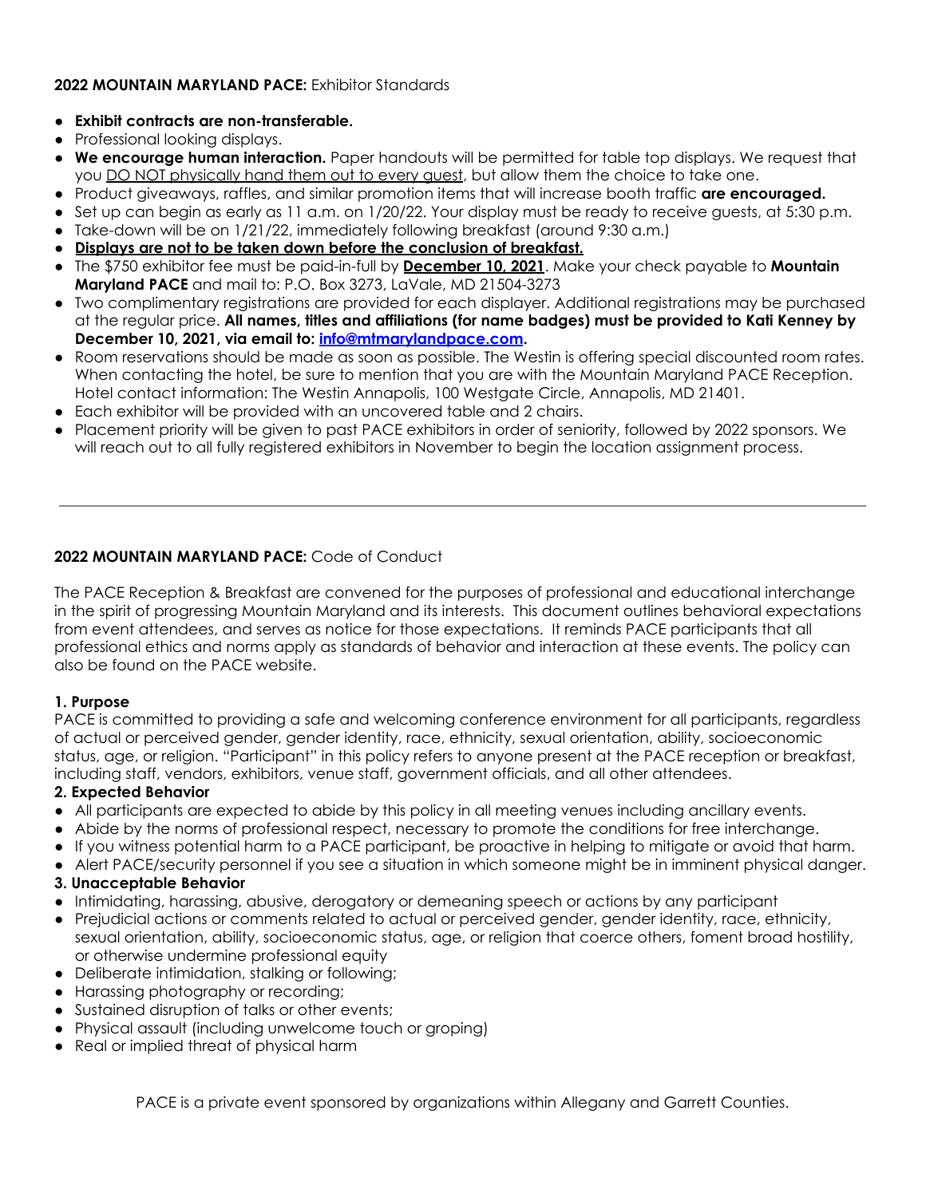**2022 MOUNTAIN MARYLAND PACE:** Exhibitor Standards

- **Exhibit contracts are non-transferable.**
- Professional looking displays.
- **We encourage human interaction.** Paper handouts will be permitted for table top displays. We request that you DO NOT physically hand them out to every guest, but allow them the choice to take one.
- Product giveaways, raffles, and similar promotion items that will increase booth traffic **are encouraged.**
- Set up can begin as early as 11 a.m. on 1/20/22. Your display must be ready to receive guests, at 5:30 p.m.
- Take-down will be on 1/21/22, immediately following breakfast (around 9:30 a.m.)
- **Displays are not to be taken down before the conclusion of breakfast.**
- The $750 exhibitor fee must be paid-in-full by **December 10, 2021**. Make your check payable to **Mountain Maryland PACE** and mail to: P.O. Box 3273, LaVale, MD 21504-3273
- Two complimentary registrations are provided for each displayer. Additional registrations may be purchased at the regular price. **All names, titles and affiliations (for name badges) must be provided to Kati Kenney by December 10, 2021, via email to: info@mtmarylandpace.com.**
- Room reservations should be made as soon as possible. The Westin is offering special discounted room rates. When contacting the hotel, be sure to mention that you are with the Mountain Maryland PACE Reception. Hotel contact information: The Westin Annapolis, 100 Westgate Circle, Annapolis, MD 21401.
- Each exhibitor will be provided with an uncovered table and 2 chairs.
- Placement priority will be given to past PACE exhibitors in order of seniority, followed by 2022 sponsors. We will reach out to all fully registered exhibitors in November to begin the location assignment process.

---

**2022 MOUNTAIN MARYLAND PACE:** Code of Conduct

The PACE Reception & Breakfast are convened for the purposes of professional and educational interchange in the spirit of progressing Mountain Maryland and its interests. This document outlines behavioral expectations from event attendees, and serves as notice for those expectations. It reminds PACE participants that all professional ethics and norms apply as standards of behavior and interaction at these events. The policy can also be found on the PACE website.

**1. Purpose**

PACE is committed to providing a safe and welcoming conference environment for all participants, regardless of actual or perceived gender, gender identity, race, ethnicity, sexual orientation, ability, socioeconomic status, age, or religion. "Participant" in this policy refers to anyone present at the PACE reception or breakfast, including staff, vendors, exhibitors, venue staff, government officials, and all other attendees.

**2. Expected Behavior**

- All participants are expected to abide by this policy in all meeting venues including ancillary events.
- Abide by the norms of professional respect, necessary to promote the conditions for free interchange.
- If you witness potential harm to a PACE participant, be proactive in helping to mitigate or avoid that harm.
- Alert PACE/security personnel if you see a situation in which someone might be in imminent physical danger.

**3. Unacceptable Behavior**

- Intimidating, harassing, abusive, derogatory or demeaning speech or actions by any participant
- Prejudicial actions or comments related to actual or perceived gender, gender identity, race, ethnicity, sexual orientation, ability, socioeconomic status, age, or religion that coerce others, foment broad hostility, or otherwise undermine professional equity
- Deliberate intimidation, stalking or following;
- Harassing photography or recording;
- Sustained disruption of talks or other events;
- Physical assault (including unwelcome touch or groping)
- Real or implied threat of physical harm

PACE is a private event sponsored by organizations within Allegany and Garrett Counties.